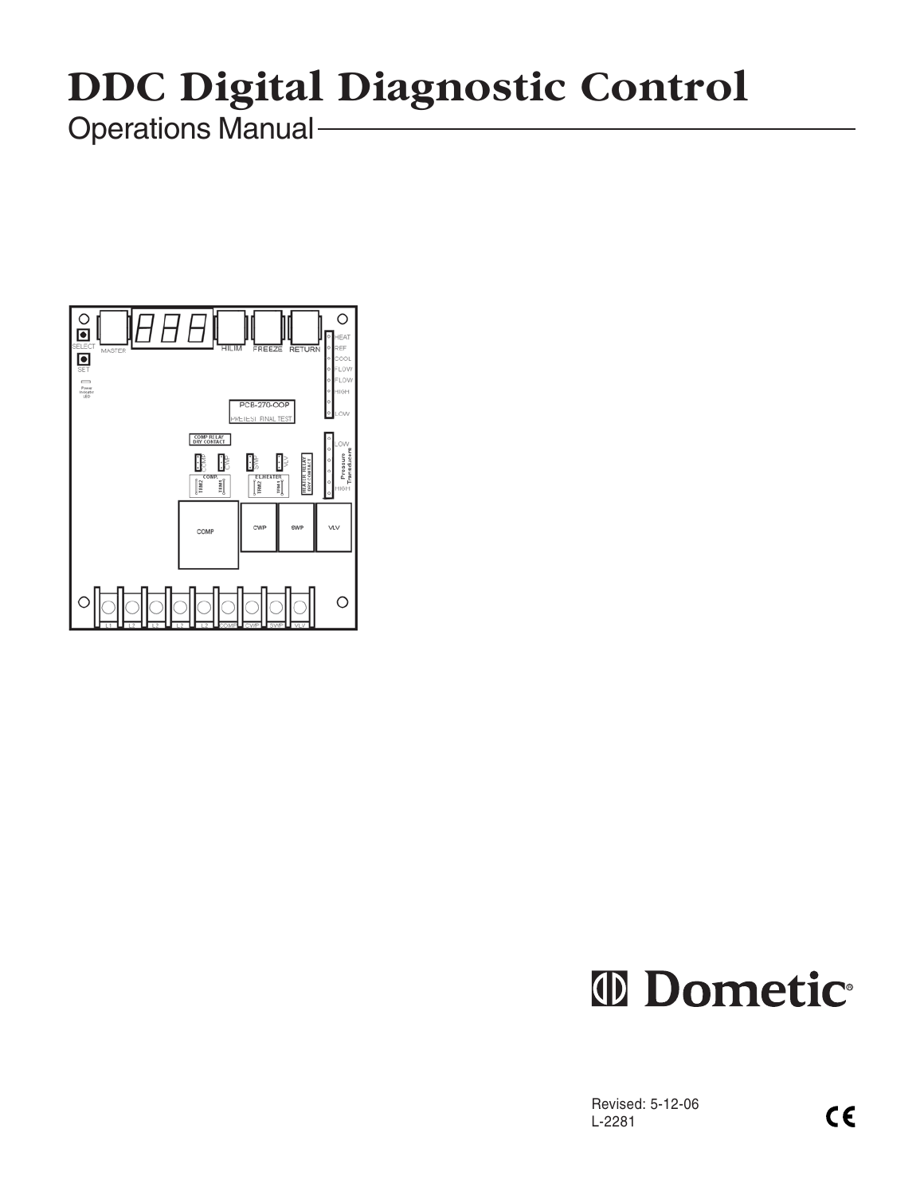# DDC Digital Diagnostic Control

## Operations Manual

Dometic®

Revised: 5-12-06
L-2281

CE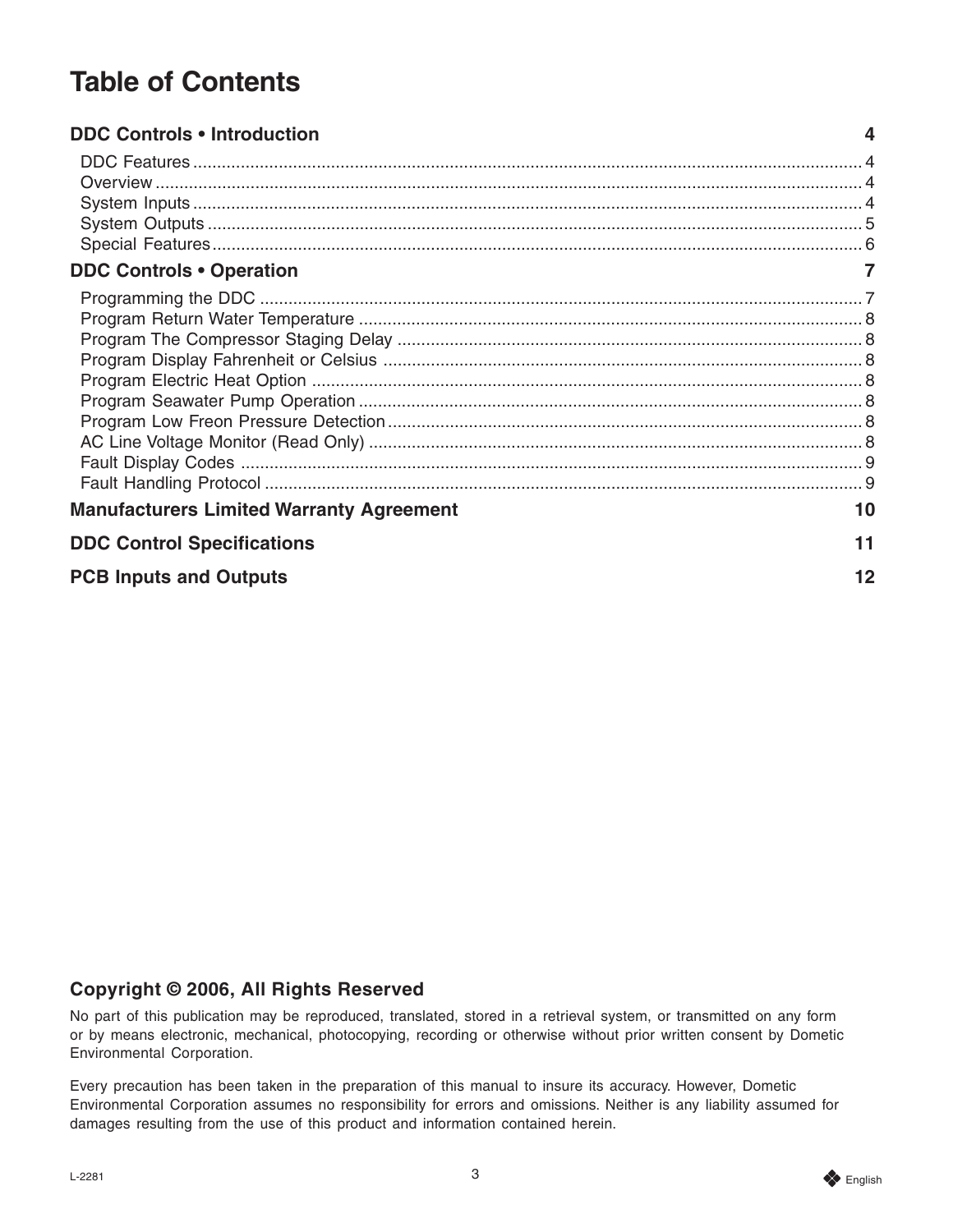# Table of Contents

**DDC Controls • Introduction** 4

- DDC Features ... 4
- Overview ... 4
- System Inputs ... 4
- System Outputs ... 5
- Special Features ... 6

**DDC Controls • Operation** 7

- Programming the DDC ... 7
- Program Return Water Temperature ... 8
- Program The Compressor Staging Delay ... 8
- Program Display Fahrenheit or Celsius ... 8
- Program Electric Heat Option ... 8
- Program Seawater Pump Operation ... 8
- Program Low Freon Pressure Detection ... 8
- AC Line Voltage Monitor (Read Only) ... 8
- Fault Display Codes ... 9
- Fault Handling Protocol ... 9

**Manufacturers Limited Warranty Agreement** 10

**DDC Control Specifications** 11

**PCB Inputs and Outputs** 12

## Copyright © 2006, All Rights Reserved

No part of this publication may be reproduced, translated, stored in a retrieval system, or transmitted on any form or by means electronic, mechanical, photocopying, recording or otherwise without prior written consent by Dometic Environmental Corporation.

Every precaution has been taken in the preparation of this manual to insure its accuracy. However, Dometic Environmental Corporation assumes no responsibility for errors and omissions. Neither is any liability assumed for damages resulting from the use of this product and information contained herein.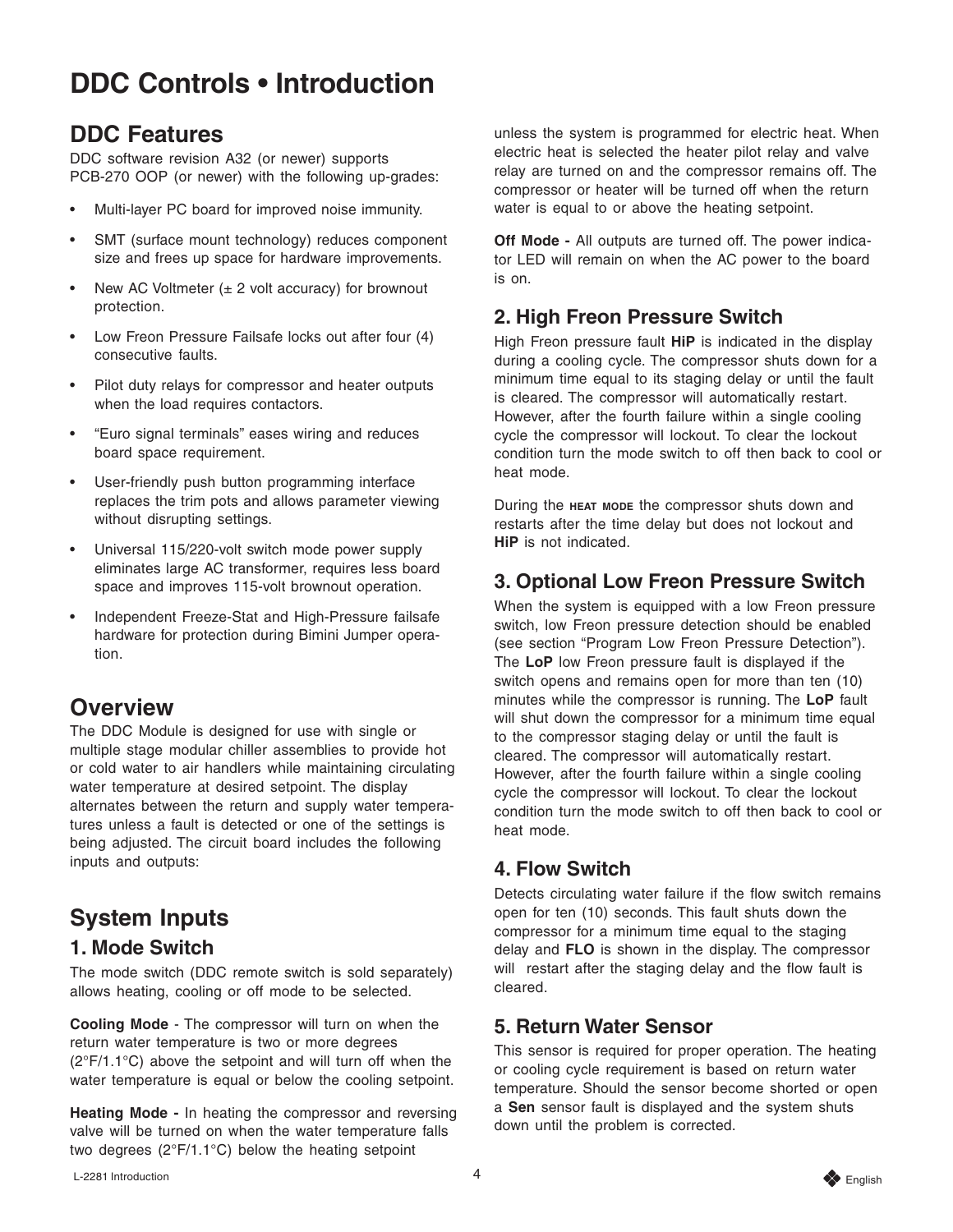# DDC Controls • Introduction

## DDC Features

DDC software revision A32 (or newer) supports PCB-270 OOP (or newer) with the following up-grades:

- Multi-layer PC board for improved noise immunity.
- SMT (surface mount technology) reduces component size and frees up space for hardware improvements.
- New AC Voltmeter (± 2 volt accuracy) for brownout protection.
- Low Freon Pressure Failsafe locks out after four (4) consecutive faults.
- Pilot duty relays for compressor and heater outputs when the load requires contactors.
- "Euro signal terminals" eases wiring and reduces board space requirement.
- User-friendly push button programming interface replaces the trim pots and allows parameter viewing without disrupting settings.
- Universal 115/220-volt switch mode power supply eliminates large AC transformer, requires less board space and improves 115-volt brownout operation.
- Independent Freeze-Stat and High-Pressure failsafe hardware for protection during Bimini Jumper operation.

## Overview

The DDC Module is designed for use with single or multiple stage modular chiller assemblies to provide hot or cold water to air handlers while maintaining circulating water temperature at desired setpoint. The display alternates between the return and supply water temperatures unless a fault is detected or one of the settings is being adjusted. The circuit board includes the following inputs and outputs:

## System Inputs

### 1. Mode Switch

The mode switch (DDC remote switch is sold separately) allows heating, cooling or off mode to be selected.

**Cooling Mode** - The compressor will turn on when the return water temperature is two or more degrees (2°F/1.1°C) above the setpoint and will turn off when the water temperature is equal or below the cooling setpoint.

**Heating Mode -** In heating the compressor and reversing valve will be turned on when the water temperature falls two degrees (2°F/1.1°C) below the heating setpoint unless the system is programmed for electric heat. When electric heat is selected the heater pilot relay and valve relay are turned on and the compressor remains off. The compressor or heater will be turned off when the return water is equal to or above the heating setpoint.

**Off Mode -** All outputs are turned off. The power indicator LED will remain on when the AC power to the board is on.

### 2. High Freon Pressure Switch

High Freon pressure fault **HiP** is indicated in the display during a cooling cycle. The compressor shuts down for a minimum time equal to its staging delay or until the fault is cleared. The compressor will automatically restart. However, after the fourth failure within a single cooling cycle the compressor will lockout. To clear the lockout condition turn the mode switch to off then back to cool or heat mode.

During the **HEAT MODE** the compressor shuts down and restarts after the time delay but does not lockout and **HiP** is not indicated.

### 3. Optional Low Freon Pressure Switch

When the system is equipped with a low Freon pressure switch, low Freon pressure detection should be enabled (see section "Program Low Freon Pressure Detection"). The **LoP** low Freon pressure fault is displayed if the switch opens and remains open for more than ten (10) minutes while the compressor is running. The **LoP** fault will shut down the compressor for a minimum time equal to the compressor staging delay or until the fault is cleared. The compressor will automatically restart. However, after the fourth failure within a single cooling cycle the compressor will lockout. To clear the lockout condition turn the mode switch to off then back to cool or heat mode.

### 4. Flow Switch

Detects circulating water failure if the flow switch remains open for ten (10) seconds. This fault shuts down the compressor for a minimum time equal to the staging delay and **FLO** is shown in the display. The compressor will restart after the staging delay and the flow fault is cleared.

### 5. Return Water Sensor

This sensor is required for proper operation. The heating or cooling cycle requirement is based on return water temperature. Should the sensor become shorted or open a **Sen** sensor fault is displayed and the system shuts down until the problem is corrected.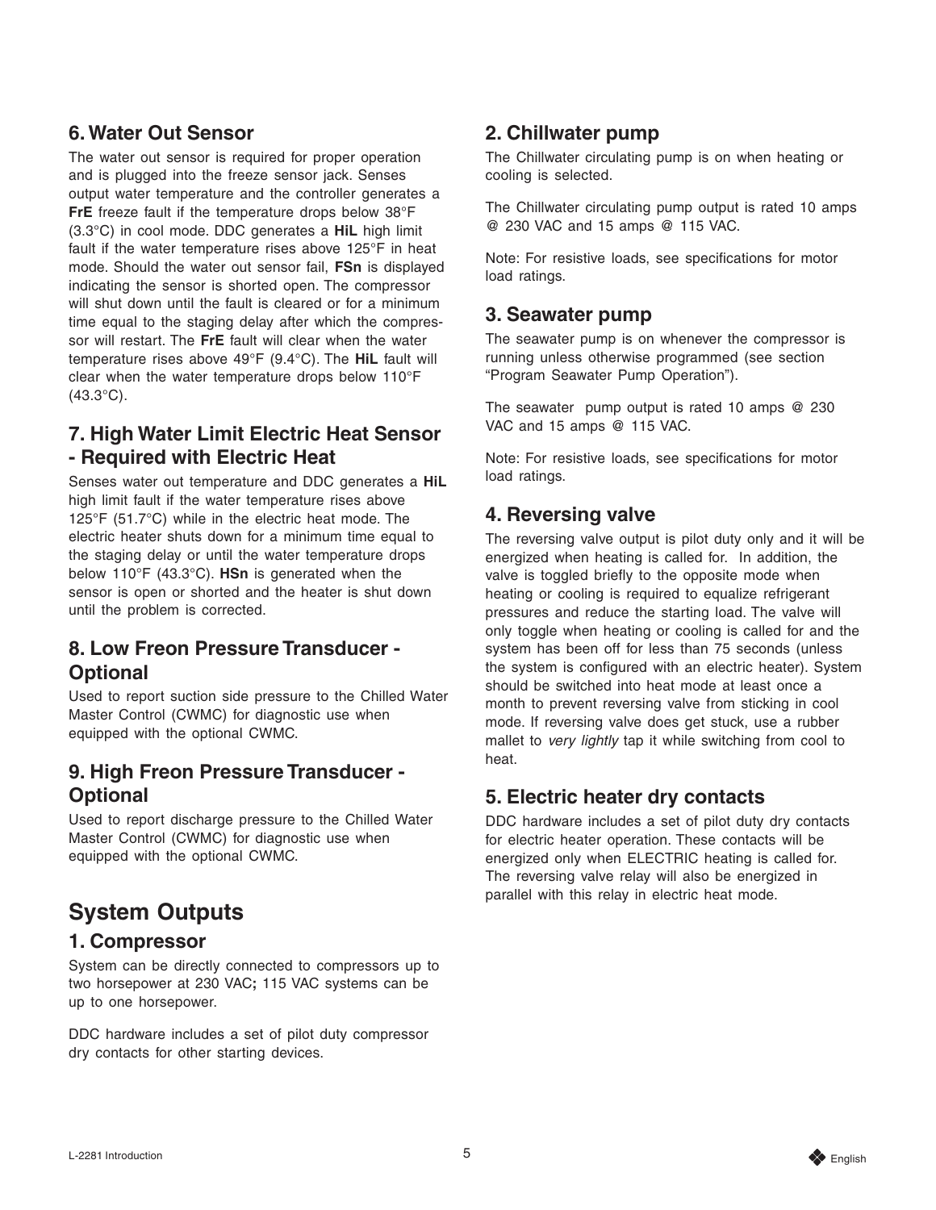## 6. Water Out Sensor

The water out sensor is required for proper operation and is plugged into the freeze sensor jack. Senses output water temperature and the controller generates a **FrE** freeze fault if the temperature drops below 38°F (3.3°C) in cool mode. DDC generates a **HiL** high limit fault if the water temperature rises above 125°F in heat mode. Should the water out sensor fail, **FSn** is displayed indicating the sensor is shorted open. The compressor will shut down until the fault is cleared or for a minimum time equal to the staging delay after which the compressor will restart. The **FrE** fault will clear when the water temperature rises above 49°F (9.4°C). The **HiL** fault will clear when the water temperature drops below 110°F (43.3°C).

## 7. High Water Limit Electric Heat Sensor - Required with Electric Heat

Senses water out temperature and DDC generates a **HiL** high limit fault if the water temperature rises above 125°F (51.7°C) while in the electric heat mode. The electric heater shuts down for a minimum time equal to the staging delay or until the water temperature drops below 110°F (43.3°C). **HSn** is generated when the sensor is open or shorted and the heater is shut down until the problem is corrected.

## 8. Low Freon Pressure Transducer - Optional

Used to report suction side pressure to the Chilled Water Master Control (CWMC) for diagnostic use when equipped with the optional CWMC.

## 9. High Freon Pressure Transducer - Optional

Used to report discharge pressure to the Chilled Water Master Control (CWMC) for diagnostic use when equipped with the optional CWMC.

# System Outputs

## 1. Compressor

System can be directly connected to compressors up to two horsepower at 230 VAC**;** 115 VAC systems can be up to one horsepower.

DDC hardware includes a set of pilot duty compressor dry contacts for other starting devices.

## 2. Chillwater pump

The Chillwater circulating pump is on when heating or cooling is selected.

The Chillwater circulating pump output is rated 10 amps @ 230 VAC and 15 amps @ 115 VAC.

Note: For resistive loads, see specifications for motor load ratings.

## 3. Seawater pump

The seawater pump is on whenever the compressor is running unless otherwise programmed (see section "Program Seawater Pump Operation").

The seawater pump output is rated 10 amps @ 230 VAC and 15 amps @ 115 VAC.

Note: For resistive loads, see specifications for motor load ratings.

## 4. Reversing valve

The reversing valve output is pilot duty only and it will be energized when heating is called for. In addition, the valve is toggled briefly to the opposite mode when heating or cooling is required to equalize refrigerant pressures and reduce the starting load. The valve will only toggle when heating or cooling is called for and the system has been off for less than 75 seconds (unless the system is configured with an electric heater). System should be switched into heat mode at least once a month to prevent reversing valve from sticking in cool mode. If reversing valve does get stuck, use a rubber mallet to *very lightly* tap it while switching from cool to heat.

## 5. Electric heater dry contacts

DDC hardware includes a set of pilot duty dry contacts for electric heater operation. These contacts will be energized only when ELECTRIC heating is called for. The reversing valve relay will also be energized in parallel with this relay in electric heat mode.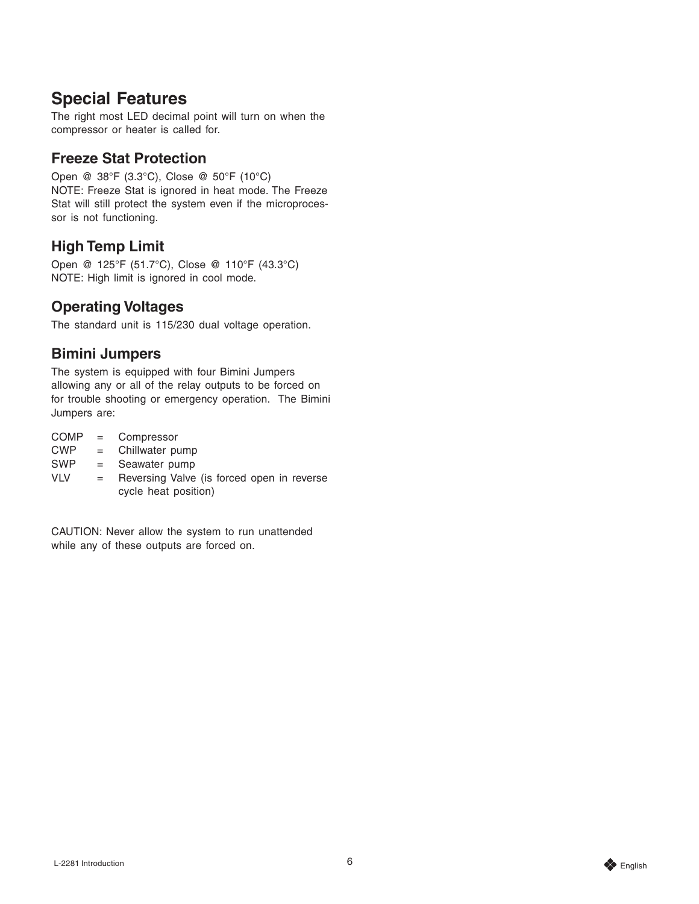## Special Features

The right most LED decimal point will turn on when the compressor or heater is called for.

### Freeze Stat Protection

Open @ 38°F (3.3°C), Close @ 50°F (10°C)
NOTE: Freeze Stat is ignored in heat mode. The Freeze Stat will still protect the system even if the microprocessor is not functioning.

### High Temp Limit

Open @ 125°F (51.7°C), Close @ 110°F (43.3°C)
NOTE: High limit is ignored in cool mode.

### Operating Voltages

The standard unit is 115/230 dual voltage operation.

### Bimini Jumpers

The system is equipped with four Bimini Jumpers allowing any or all of the relay outputs to be forced on for trouble shooting or emergency operation. The Bimini Jumpers are:

COMP = Compressor
CWP = Chillwater pump
SWP = Seawater pump
VLV = Reversing Valve (is forced open in reverse cycle heat position)

CAUTION: Never allow the system to run unattended while any of these outputs are forced on.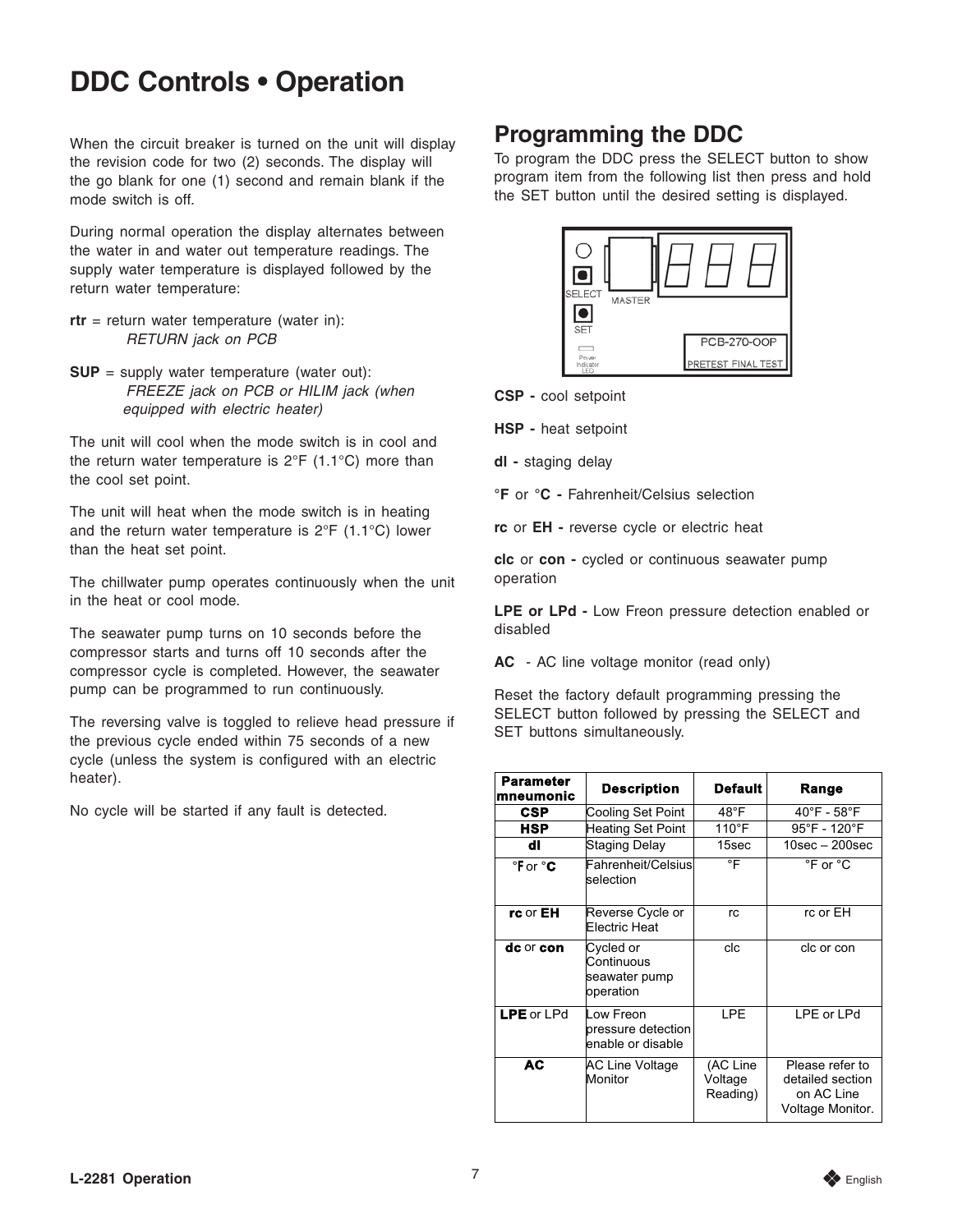# DDC Controls • Operation

When the circuit breaker is turned on the unit will display the revision code for two (2) seconds. The display will the go blank for one (1) second and remain blank if the mode switch is off.

During normal operation the display alternates between the water in and water out temperature readings. The supply water temperature is displayed followed by the return water temperature:

**rtr** = return water temperature (water in):
*RETURN jack on PCB*

**SUP** = supply water temperature (water out):
*FREEZE jack on PCB or HILIM jack (when equipped with electric heater)*

The unit will cool when the mode switch is in cool and the return water temperature is 2°F (1.1°C) more than the cool set point.

The unit will heat when the mode switch is in heating and the return water temperature is 2°F (1.1°C) lower than the heat set point.

The chillwater pump operates continuously when the unit in the heat or cool mode.

The seawater pump turns on 10 seconds before the compressor starts and turns off 10 seconds after the compressor cycle is completed. However, the seawater pump can be programmed to run continuously.

The reversing valve is toggled to relieve head pressure if the previous cycle ended within 75 seconds of a new cycle (unless the system is configured with an electric heater).

No cycle will be started if any fault is detected.

## Programming the DDC

To program the DDC press the SELECT button to show program item from the following list then press and hold the SET button until the desired setting is displayed.

SELECT MASTER SET Power Indicator LED PCB-270-OOP PRETEST FINAL TEST

**CSP -** cool setpoint

**HSP -** heat setpoint

**dl -** staging delay

**°F** or **°C -** Fahrenheit/Celsius selection

**rc** or **EH -** reverse cycle or electric heat

**clc** or **con -** cycled or continuous seawater pump operation

**LPE or LPd -** Low Freon pressure detection enabled or disabled

**AC** - AC line voltage monitor (read only)

Reset the factory default programming pressing the SELECT button followed by pressing the SELECT and SET buttons simultaneously.

| Parameter mneumonic | Description | Default | Range |
|---|---|---|---|
| **CSP** | Cooling Set Point | 48°F | 40°F - 58°F |
| **HSP** | Heating Set Point | 110°F | 95°F - 120°F |
| **dl** | Staging Delay | 15sec | 10sec – 200sec |
| °**F** or °**C** | Fahrenheit/Celsius selection | °F | °F or °C |
| **rc** or **EH** | Reverse Cycle or Electric Heat | rc | rc or EH |
| **clc** or **con** | Cycled or Continuous seawater pump operation | clc | clc or con |
| **LPE** or LPd | Low Freon pressure detection enable or disable | LPE | LPE or LPd |
| **AC** | AC Line Voltage Monitor | (AC Line Voltage Reading) | Please refer to detailed section on AC Line Voltage Monitor. |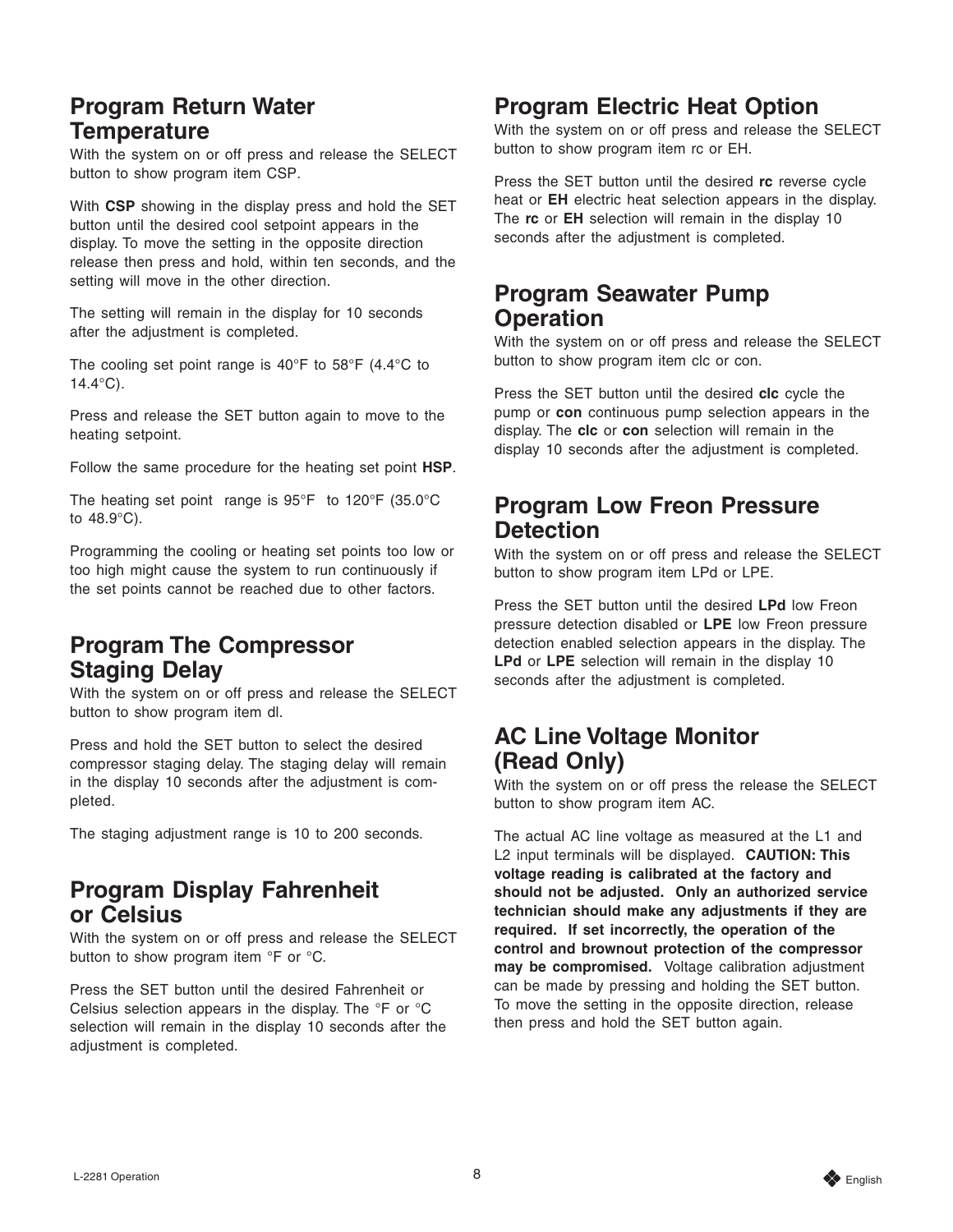## Program Return Water Temperature

With the system on or off press and release the SELECT button to show program item CSP.

With **CSP** showing in the display press and hold the SET button until the desired cool setpoint appears in the display. To move the setting in the opposite direction release then press and hold, within ten seconds, and the setting will move in the other direction.

The setting will remain in the display for 10 seconds after the adjustment is completed.

The cooling set point range is 40°F to 58°F (4.4°C to 14.4°C).

Press and release the SET button again to move to the heating setpoint.

Follow the same procedure for the heating set point **HSP**.

The heating set point range is 95°F to 120°F (35.0°C to 48.9°C).

Programming the cooling or heating set points too low or too high might cause the system to run continuously if the set points cannot be reached due to other factors.

## Program The Compressor Staging Delay

With the system on or off press and release the SELECT button to show program item dl.

Press and hold the SET button to select the desired compressor staging delay. The staging delay will remain in the display 10 seconds after the adjustment is completed.

The staging adjustment range is 10 to 200 seconds.

## Program Display Fahrenheit or Celsius

With the system on or off press and release the SELECT button to show program item °F or °C.

Press the SET button until the desired Fahrenheit or Celsius selection appears in the display. The °F or °C selection will remain in the display 10 seconds after the adjustment is completed.

## Program Electric Heat Option

With the system on or off press and release the SELECT button to show program item rc or EH.

Press the SET button until the desired **rc** reverse cycle heat or **EH** electric heat selection appears in the display. The **rc** or **EH** selection will remain in the display 10 seconds after the adjustment is completed.

## Program Seawater Pump Operation

With the system on or off press and release the SELECT button to show program item clc or con.

Press the SET button until the desired **clc** cycle the pump or **con** continuous pump selection appears in the display. The **clc** or **con** selection will remain in the display 10 seconds after the adjustment is completed.

## Program Low Freon Pressure Detection

With the system on or off press and release the SELECT button to show program item LPd or LPE.

Press the SET button until the desired **LPd** low Freon pressure detection disabled or **LPE** low Freon pressure detection enabled selection appears in the display. The **LPd** or **LPE** selection will remain in the display 10 seconds after the adjustment is completed.

## AC Line Voltage Monitor (Read Only)

With the system on or off press the release the SELECT button to show program item AC.

The actual AC line voltage as measured at the L1 and L2 input terminals will be displayed. **CAUTION: This voltage reading is calibrated at the factory and should not be adjusted. Only an authorized service technician should make any adjustments if they are required. If set incorrectly, the operation of the control and brownout protection of the compressor may be compromised.** Voltage calibration adjustment can be made by pressing and holding the SET button. To move the setting in the opposite direction, release then press and hold the SET button again.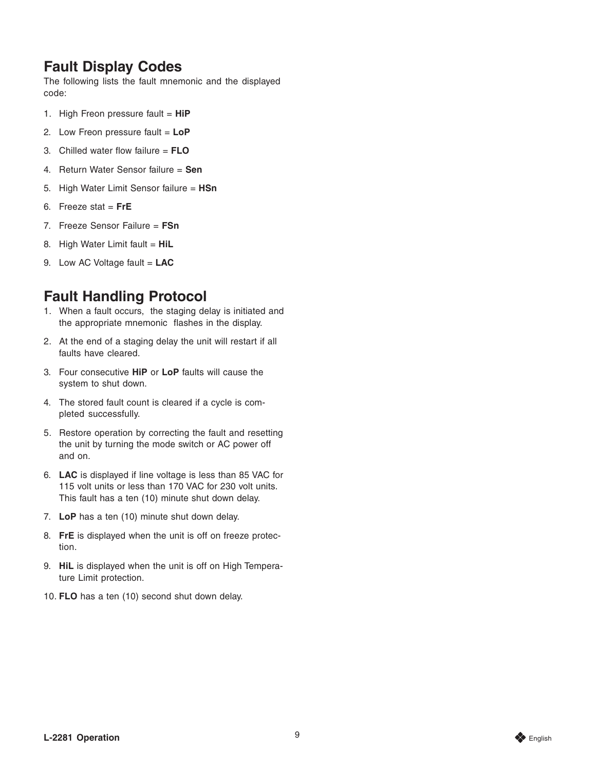## Fault Display Codes

The following lists the fault mnemonic and the displayed code:

1. High Freon pressure fault = **HiP**
2. Low Freon pressure fault = **LoP**
3. Chilled water flow failure = **FLO**
4. Return Water Sensor failure = **Sen**
5. High Water Limit Sensor failure = **HSn**
6. Freeze stat = **FrE**
7. Freeze Sensor Failure = **FSn**
8. High Water Limit fault = **HiL**
9. Low AC Voltage fault = **LAC**

## Fault Handling Protocol

1. When a fault occurs, the staging delay is initiated and the appropriate mnemonic flashes in the display.
2. At the end of a staging delay the unit will restart if all faults have cleared.
3. Four consecutive **HiP** or **LoP** faults will cause the system to shut down.
4. The stored fault count is cleared if a cycle is completed successfully.
5. Restore operation by correcting the fault and resetting the unit by turning the mode switch or AC power off and on.
6. **LAC** is displayed if line voltage is less than 85 VAC for 115 volt units or less than 170 VAC for 230 volt units. This fault has a ten (10) minute shut down delay.
7. **LoP** has a ten (10) minute shut down delay.
8. **FrE** is displayed when the unit is off on freeze protection.
9. **HiL** is displayed when the unit is off on High Temperature Limit protection.
10. **FLO** has a ten (10) second shut down delay.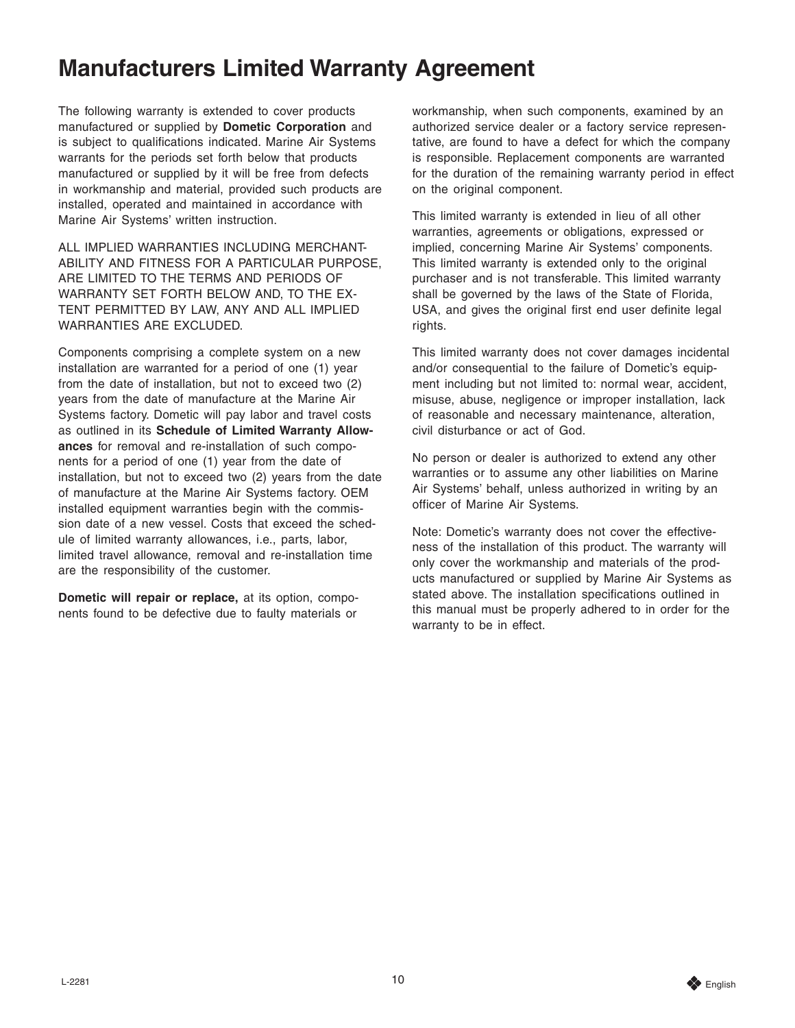# Manufacturers Limited Warranty Agreement

The following warranty is extended to cover products manufactured or supplied by **Dometic Corporation** and is subject to qualifications indicated. Marine Air Systems warrants for the periods set forth below that products manufactured or supplied by it will be free from defects in workmanship and material, provided such products are installed, operated and maintained in accordance with Marine Air Systems' written instruction.

ALL IMPLIED WARRANTIES INCLUDING MERCHANTABILITY AND FITNESS FOR A PARTICULAR PURPOSE, ARE LIMITED TO THE TERMS AND PERIODS OF WARRANTY SET FORTH BELOW AND, TO THE EXTENT PERMITTED BY LAW, ANY AND ALL IMPLIED WARRANTIES ARE EXCLUDED.

Components comprising a complete system on a new installation are warranted for a period of one (1) year from the date of installation, but not to exceed two (2) years from the date of manufacture at the Marine Air Systems factory. Dometic will pay labor and travel costs as outlined in its **Schedule of Limited Warranty Allowances** for removal and re-installation of such components for a period of one (1) year from the date of installation, but not to exceed two (2) years from the date of manufacture at the Marine Air Systems factory. OEM installed equipment warranties begin with the commission date of a new vessel. Costs that exceed the schedule of limited warranty allowances, i.e., parts, labor, limited travel allowance, removal and re-installation time are the responsibility of the customer.

**Dometic will repair or replace,** at its option, components found to be defective due to faulty materials or workmanship, when such components, examined by an authorized service dealer or a factory service representative, are found to have a defect for which the company is responsible. Replacement components are warranted for the duration of the remaining warranty period in effect on the original component.

This limited warranty is extended in lieu of all other warranties, agreements or obligations, expressed or implied, concerning Marine Air Systems' components. This limited warranty is extended only to the original purchaser and is not transferable. This limited warranty shall be governed by the laws of the State of Florida, USA, and gives the original first end user definite legal rights.

This limited warranty does not cover damages incidental and/or consequential to the failure of Dometic's equipment including but not limited to: normal wear, accident, misuse, abuse, negligence or improper installation, lack of reasonable and necessary maintenance, alteration, civil disturbance or act of God.

No person or dealer is authorized to extend any other warranties or to assume any other liabilities on Marine Air Systems' behalf, unless authorized in writing by an officer of Marine Air Systems.

Note: Dometic's warranty does not cover the effectiveness of the installation of this product. The warranty will only cover the workmanship and materials of the products manufactured or supplied by Marine Air Systems as stated above. The installation specifications outlined in this manual must be properly adhered to in order for the warranty to be in effect.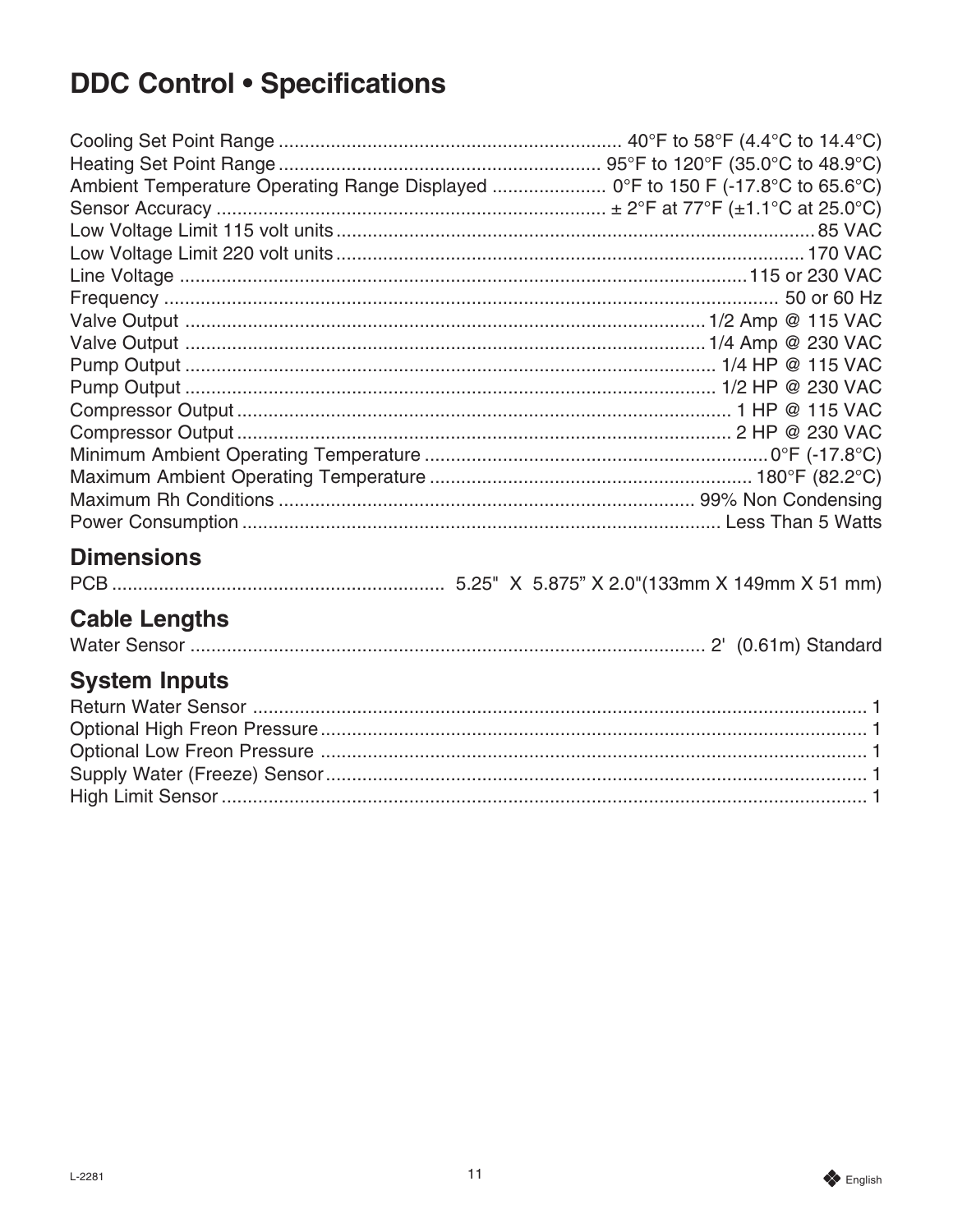# DDC Control • Specifications

| Specification | Value |
| --- | --- |
| Cooling Set Point Range | 40°F to 58°F (4.4°C to 14.4°C) |
| Heating Set Point Range | 95°F to 120°F (35.0°C to 48.9°C) |
| Ambient Temperature Operating Range Displayed | 0°F to 150 F (-17.8°C to 65.6°C) |
| Sensor Accuracy | ± 2°F at 77°F (±1.1°C at 25.0°C) |
| Low Voltage Limit 115 volt units | 85 VAC |
| Low Voltage Limit 220 volt units | 170 VAC |
| Line Voltage | 115 or 230 VAC |
| Frequency | 50 or 60 Hz |
| Valve Output | 1/2 Amp @ 115 VAC |
| Valve Output | 1/4 Amp @ 230 VAC |
| Pump Output | 1/4 HP @ 115 VAC |
| Pump Output | 1/2 HP @ 230 VAC |
| Compressor Output | 1 HP @ 115 VAC |
| Compressor Output | 2 HP @ 230 VAC |
| Minimum Ambient Operating Temperature | 0°F (-17.8°C) |
| Maximum Ambient Operating Temperature | 180°F (82.2°C) |
| Maximum Rh Conditions | 99% Non Condensing |
| Power Consumption | Less Than 5 Watts |

## Dimensions

| | |
| --- | --- |
| PCB | 5.25" X 5.875" X 2.0"(133mm X 149mm X 51 mm) |

## Cable Lengths

| | |
| --- | --- |
| Water Sensor | 2' (0.61m) Standard |

## System Inputs

| | |
| --- | --- |
| Return Water Sensor | 1 |
| Optional High Freon Pressure | 1 |
| Optional Low Freon Pressure | 1 |
| Supply Water (Freeze) Sensor | 1 |
| High Limit Sensor | 1 |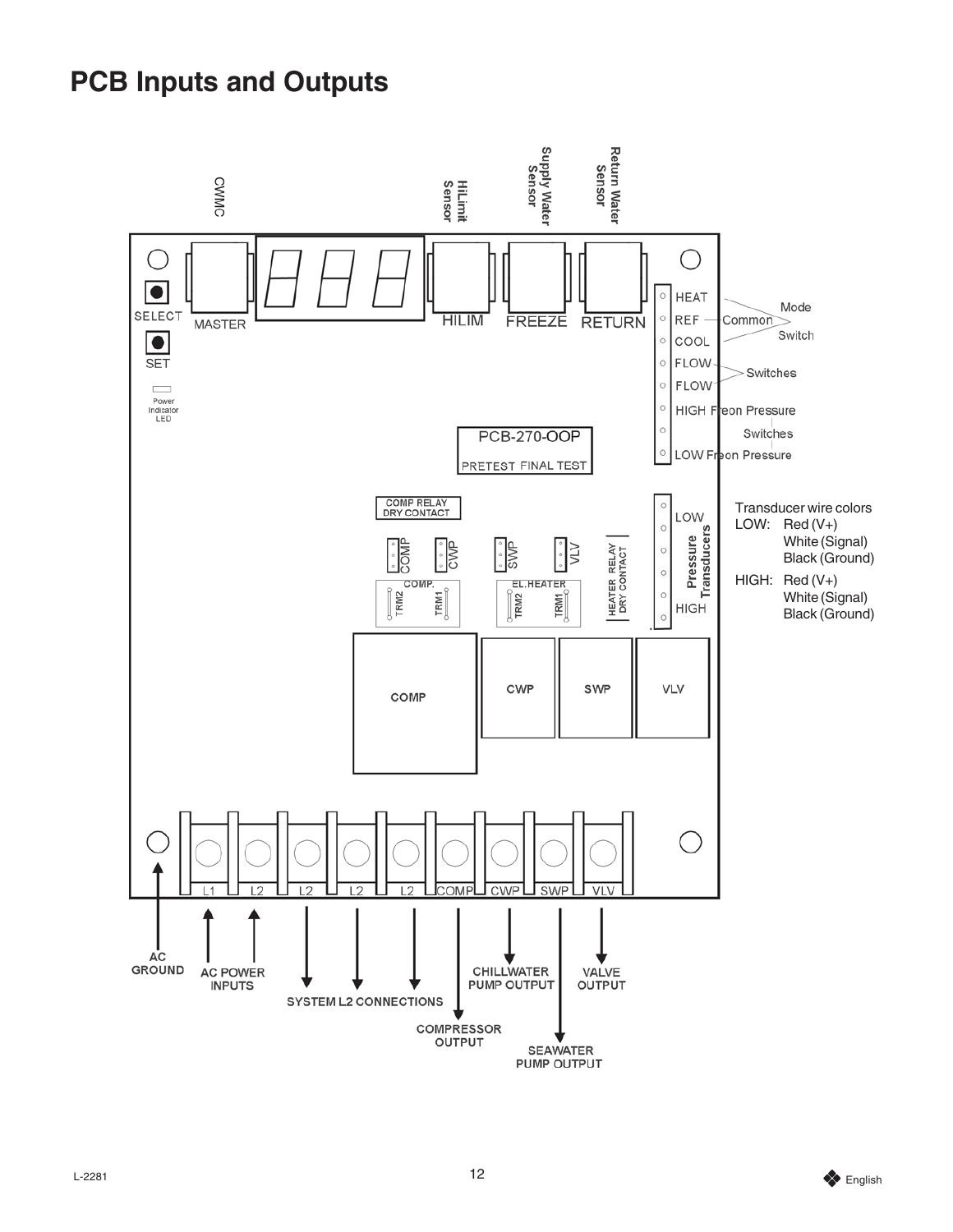# PCB Inputs and Outputs

CWMC

HiLimit Sensor

Supply Water Sensor

Return Water Sensor

SELECT

SET

Power Indicator LED

MASTER

HILIM

FREEZE

RETURN

HEAT

REF

COOL

FLOW

FLOW

HIGH Freon Pressure

LOW Freon Pressure

Mode

Common

Switch

Switches

Switches

PCB-270-OOP

PRETEST FINAL TEST

COMP RELAY DRY CONTACT

COMP CWP SWP VLV

COMP. TRM2 TRM1

EL.HEATER TRM2 TRM1

HEATER RELAY DRY CONTACT

LOW

Pressure Transducers

HIGH

Transducer wire colors

LOW: Red (V+)
White (Signal)
Black (Ground)

HIGH: Red (V+)
White (Signal)
Black (Ground)

COMP

CWP

SWP

VLV

L1 L2 L2 L2 L2 COMP CWP SWP VLV

AC GROUND

AC POWER INPUTS

SYSTEM L2 CONNECTIONS

COMPRESSOR OUTPUT

CHILLWATER PUMP OUTPUT

SEAWATER PUMP OUTPUT

VALVE OUTPUT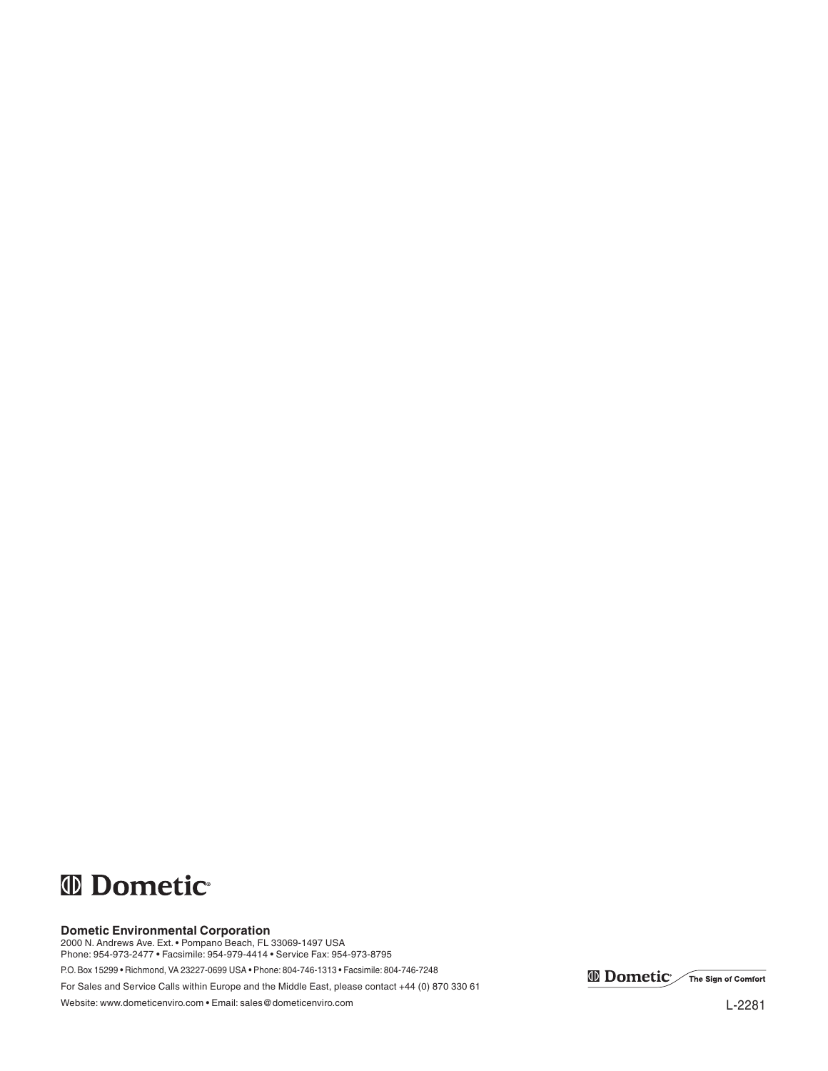Dometic®

**Dometic Environmental Corporation**
2000 N. Andrews Ave. Ext. • Pompano Beach, FL 33069-1497 USA
Phone: 954-973-2477 • Facsimile: 954-979-4414 • Service Fax: 954-973-8795

P.O. Box 15299 • Richmond, VA 23227-0699 USA • Phone: 804-746-1313 • Facsimile: 804-746-7248

For Sales and Service Calls within Europe and the Middle East, please contact +44 (0) 870 330 61

Website: www.dometicenviro.com • Email: sales@dometicenviro.com

Dometic® The Sign of Comfort

L-2281